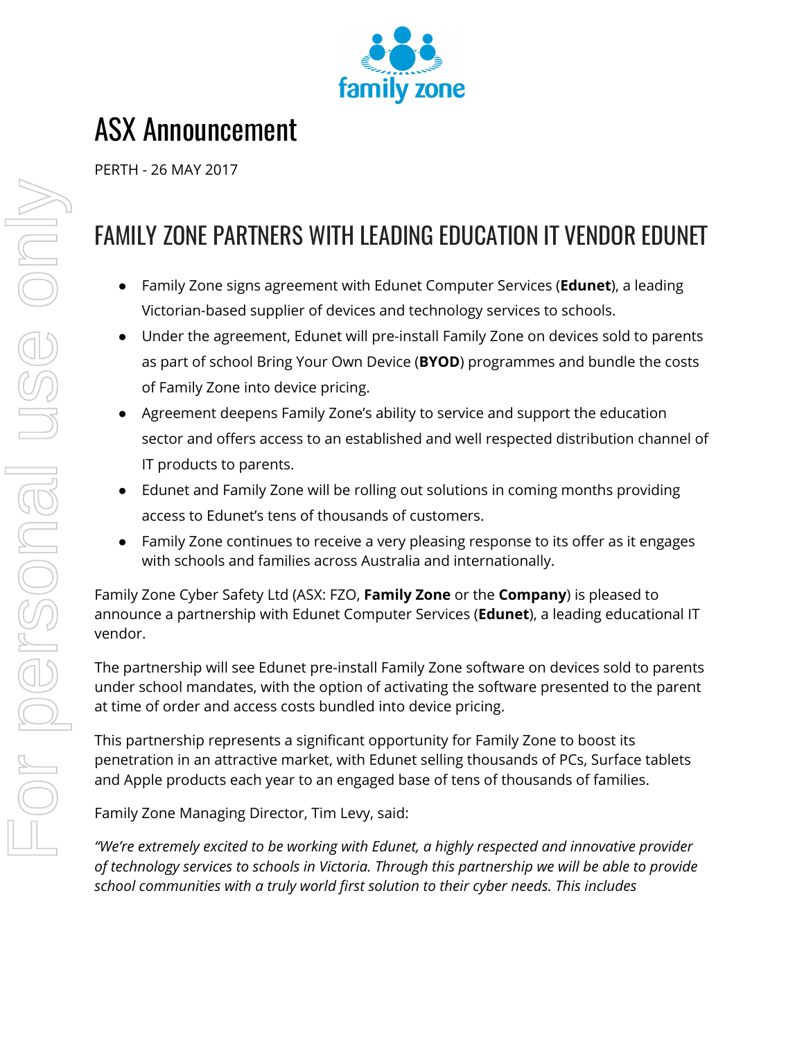# ASX Announcement

PERTH - 26 MAY 2017

## FAMILY ZONE PARTNERS WITH LEADING EDUCATION IT VENDOR EDUNET

- Family Zone signs agreement with Edunet Computer Services (**Edunet**), a leading Victorian-based supplier of devices and technology services to schools.
- Under the agreement, Edunet will pre-install Family Zone on devices sold to parents as part of school Bring Your Own Device (**BYOD**) programmes and bundle the costs of Family Zone into device pricing.
- Agreement deepens Family Zone's ability to service and support the education sector and offers access to an established and well respected distribution channel of IT products to parents.
- Edunet and Family Zone will be rolling out solutions in coming months providing access to Edunet's tens of thousands of customers.
- Family Zone continues to receive a very pleasing response to its offer as it engages with schools and families across Australia and internationally.

Family Zone Cyber Safety Ltd (ASX: FZO, **Family Zone** or the **Company**) is pleased to announce a partnership with Edunet Computer Services (**Edunet**), a leading educational IT vendor.

The partnership will see Edunet pre-install Family Zone software on devices sold to parents under school mandates, with the option of activating the software presented to the parent at time of order and access costs bundled into device pricing.

This partnership represents a significant opportunity for Family Zone to boost its penetration in an attractive market, with Edunet selling thousands of PCs, Surface tablets and Apple products each year to an engaged base of tens of thousands of families.

Family Zone Managing Director, Tim Levy, said:

*"We're extremely excited to be working with Edunet, a highly respected and innovative provider of technology services to schools in Victoria. Through this partnership we will be able to provide school communities with a truly world first solution to their cyber needs. This includes*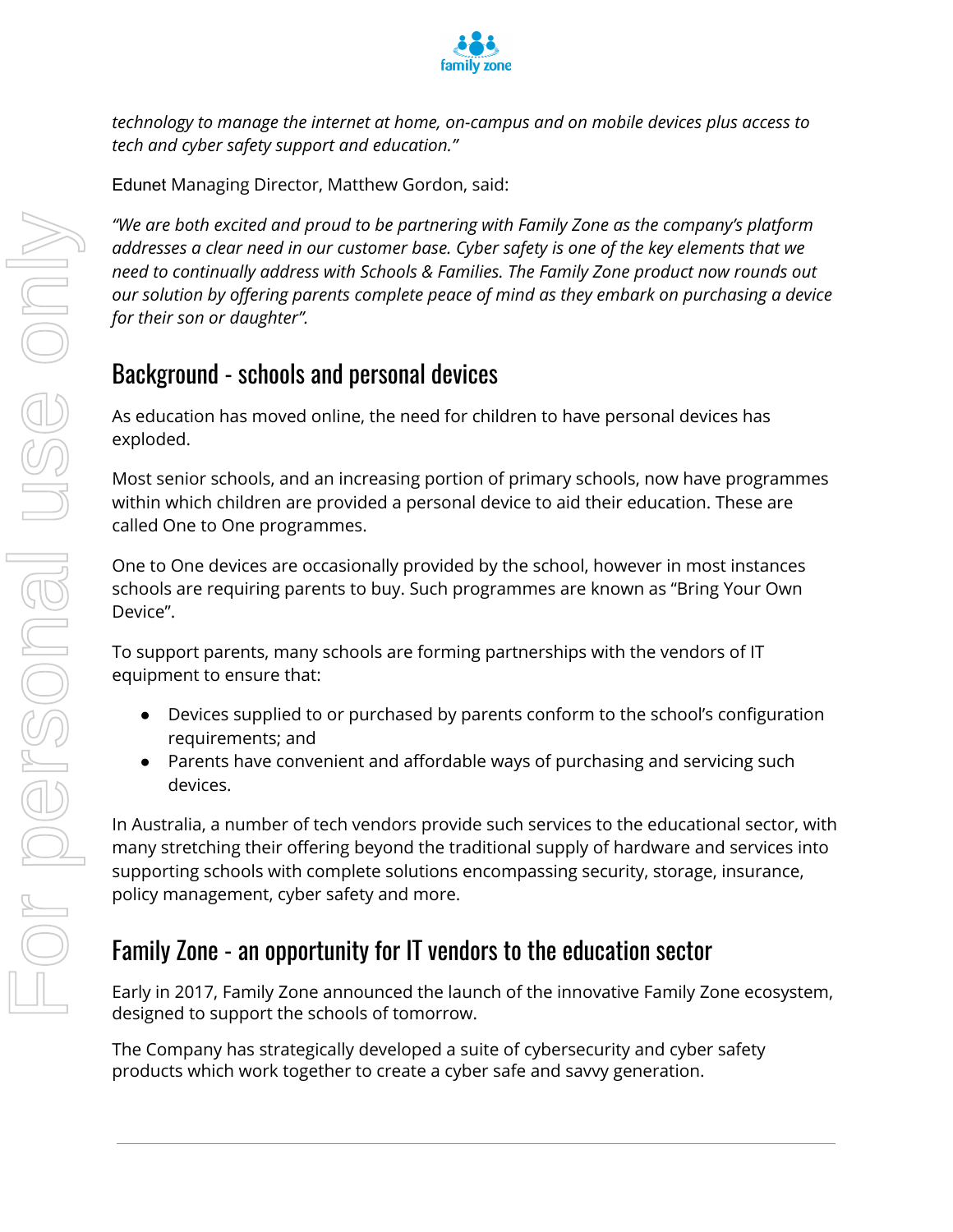*technology to manage the internet at home, on-campus and on mobile devices plus access to tech and cyber safety support and education."*

Edunet Managing Director, Matthew Gordon, said:

*"We are both excited and proud to be partnering with Family Zone as the company's platform addresses a clear need in our customer base. Cyber safety is one of the key elements that we need to continually address with Schools & Families. The Family Zone product now rounds out our solution by offering parents complete peace of mind as they embark on purchasing a device for their son or daughter".*

## Background - schools and personal devices

As education has moved online, the need for children to have personal devices has exploded.

Most senior schools, and an increasing portion of primary schools, now have programmes within which children are provided a personal device to aid their education. These are called One to One programmes.

One to One devices are occasionally provided by the school, however in most instances schools are requiring parents to buy. Such programmes are known as "Bring Your Own Device".

To support parents, many schools are forming partnerships with the vendors of IT equipment to ensure that:

- Devices supplied to or purchased by parents conform to the school's configuration requirements; and
- Parents have convenient and affordable ways of purchasing and servicing such devices.

In Australia, a number of tech vendors provide such services to the educational sector, with many stretching their offering beyond the traditional supply of hardware and services into supporting schools with complete solutions encompassing security, storage, insurance, policy management, cyber safety and more.

## Family Zone - an opportunity for IT vendors to the education sector

Early in 2017, Family Zone announced the launch of the innovative Family Zone ecosystem, designed to support the schools of tomorrow.

The Company has strategically developed a suite of cybersecurity and cyber safety products which work together to create a cyber safe and savvy generation.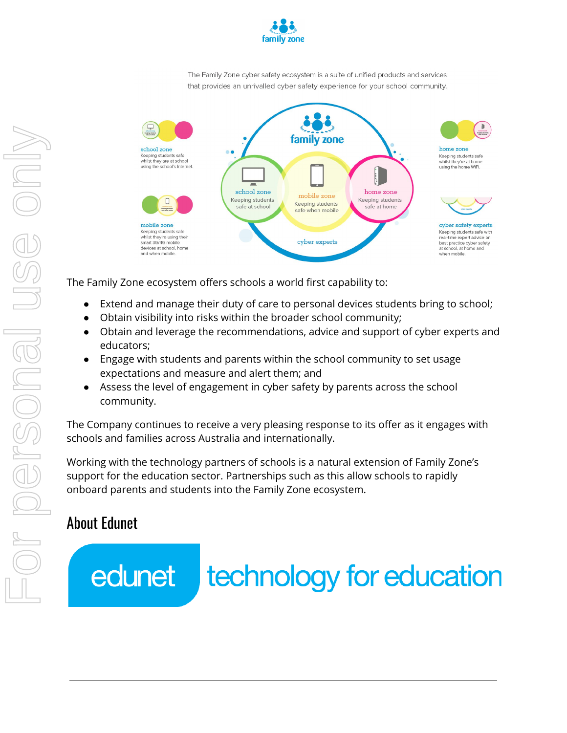The Family Zone cyber safety ecosystem is a suite of unified products and services that provides an unrivalled cyber safety experience for your school community.

**school zone**
Keeping students safe whilst they are at school using the school's Internet.

**mobile zone**
Keeping students safe whilst they're using their smart 3G/4G mobile devices at school, home and when mobile.

**home zone**
Keeping students safe whilst they're at home using the home WiFi.

**cyber safety experts**
Keeping students safe with real-time expert advice on best practice cyber safety at school, at home and when mobile.

The Family Zone ecosystem offers schools a world first capability to:

- Extend and manage their duty of care to personal devices students bring to school;
- Obtain visibility into risks within the broader school community;
- Obtain and leverage the recommendations, advice and support of cyber experts and educators;
- Engage with students and parents within the school community to set usage expectations and measure and alert them; and
- Assess the level of engagement in cyber safety by parents across the school community.

The Company continues to receive a very pleasing response to its offer as it engages with schools and families across Australia and internationally.

Working with the technology partners of schools is a natural extension of Family Zone's support for the education sector. Partnerships such as this allow schools to rapidly onboard parents and students into the Family Zone ecosystem.

## About Edunet

edunet technology for education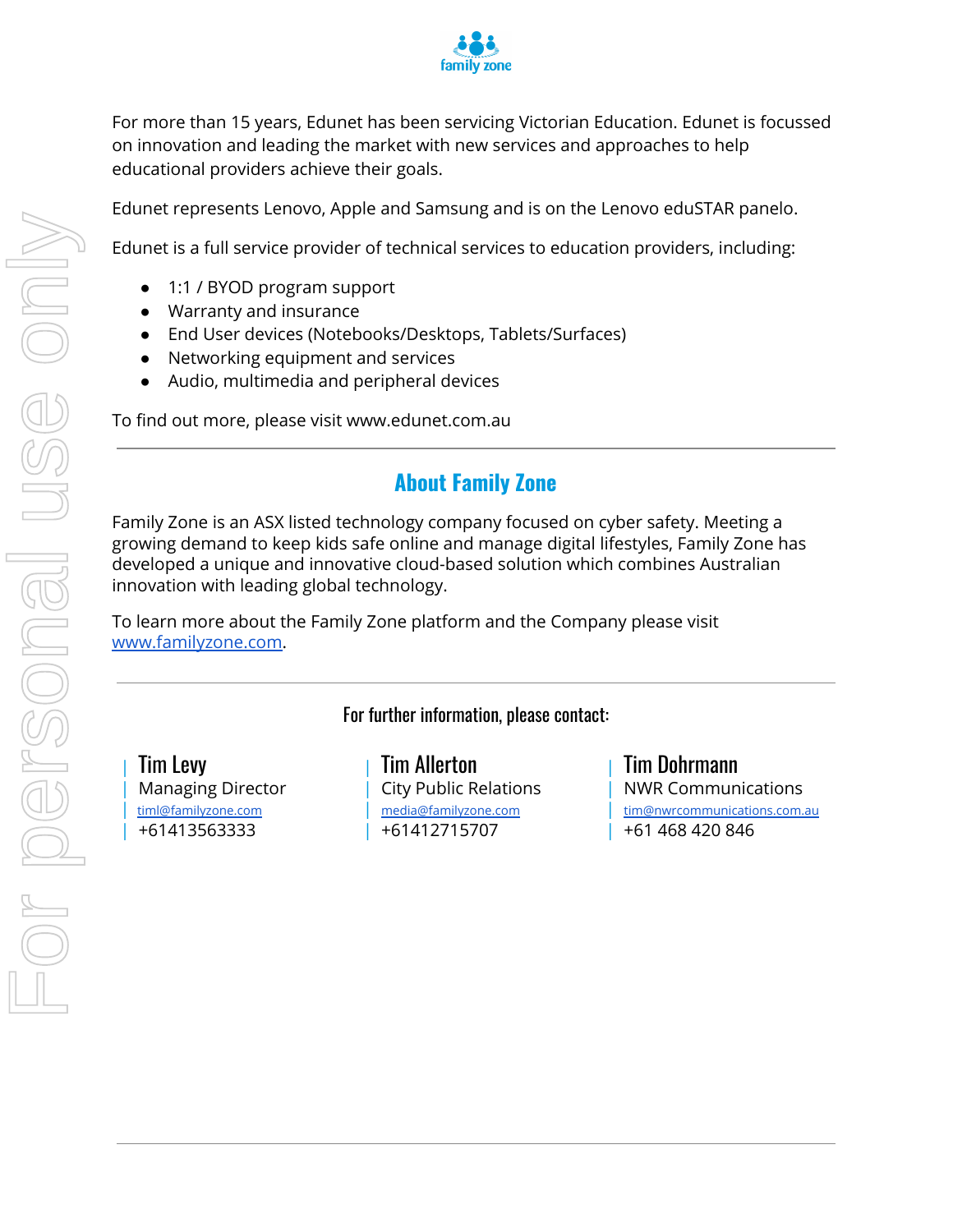For more than 15 years, Edunet has been servicing Victorian Education. Edunet is focussed on innovation and leading the market with new services and approaches to help educational providers achieve their goals.

Edunet represents Lenovo, Apple and Samsung and is on the Lenovo eduSTAR panelo.

Edunet is a full service provider of technical services to education providers, including:

- 1:1 / BYOD program support
- Warranty and insurance
- End User devices (Notebooks/Desktops, Tablets/Surfaces)
- Networking equipment and services
- Audio, multimedia and peripheral devices

To find out more, please visit www.edunet.com.au

---

## About Family Zone

Family Zone is an ASX listed technology company focused on cyber safety. Meeting a growing demand to keep kids safe online and manage digital lifestyles, Family Zone has developed a unique and innovative cloud-based solution which combines Australian innovation with leading global technology.

To learn more about the Family Zone platform and the Company please visit www.familyzone.com.

---

For further information, please contact:

**Tim Levy**
Managing Director
timl@familyzone.com
+61413563333

**Tim Allerton**
City Public Relations
media@familyzone.com
+61412715707

**Tim Dohrmann**
NWR Communications
tim@nwrcommunications.com.au
+61 468 420 846